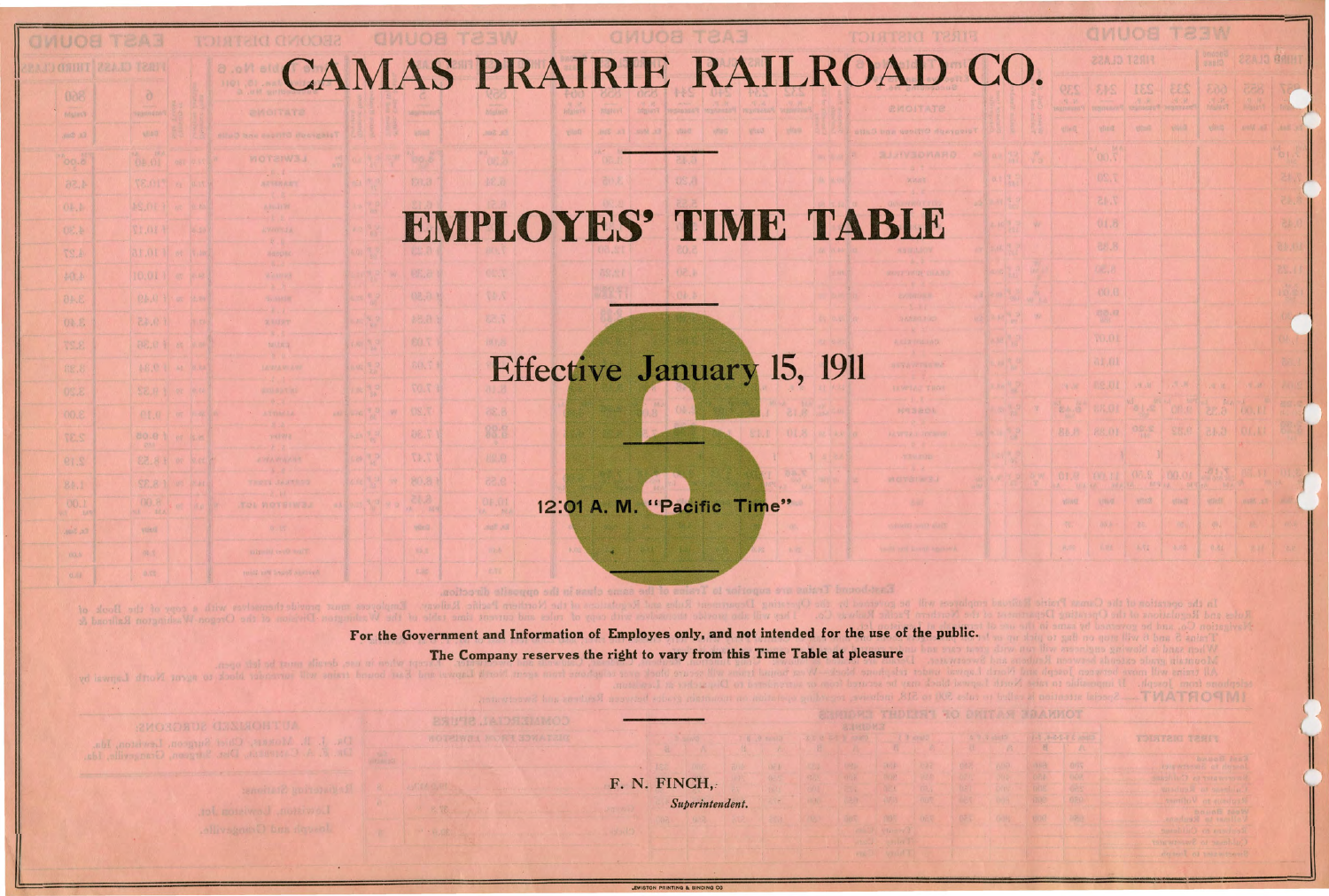# CAMAS PRAIRIE RAILROAD CO.

# EMPLOYES' TIME TABLE

## 6

### Effective January 15, 1911

12:01 A. M. "Pacific Time"

**For the Government and Information of Employes only, and not intended for the use of the public.**

**The Company reserves the right to vary from this Time Table at pleasure**

F. N. FINCH,
*Superintendent.*

LEWISTON PRINTING & BINDING CO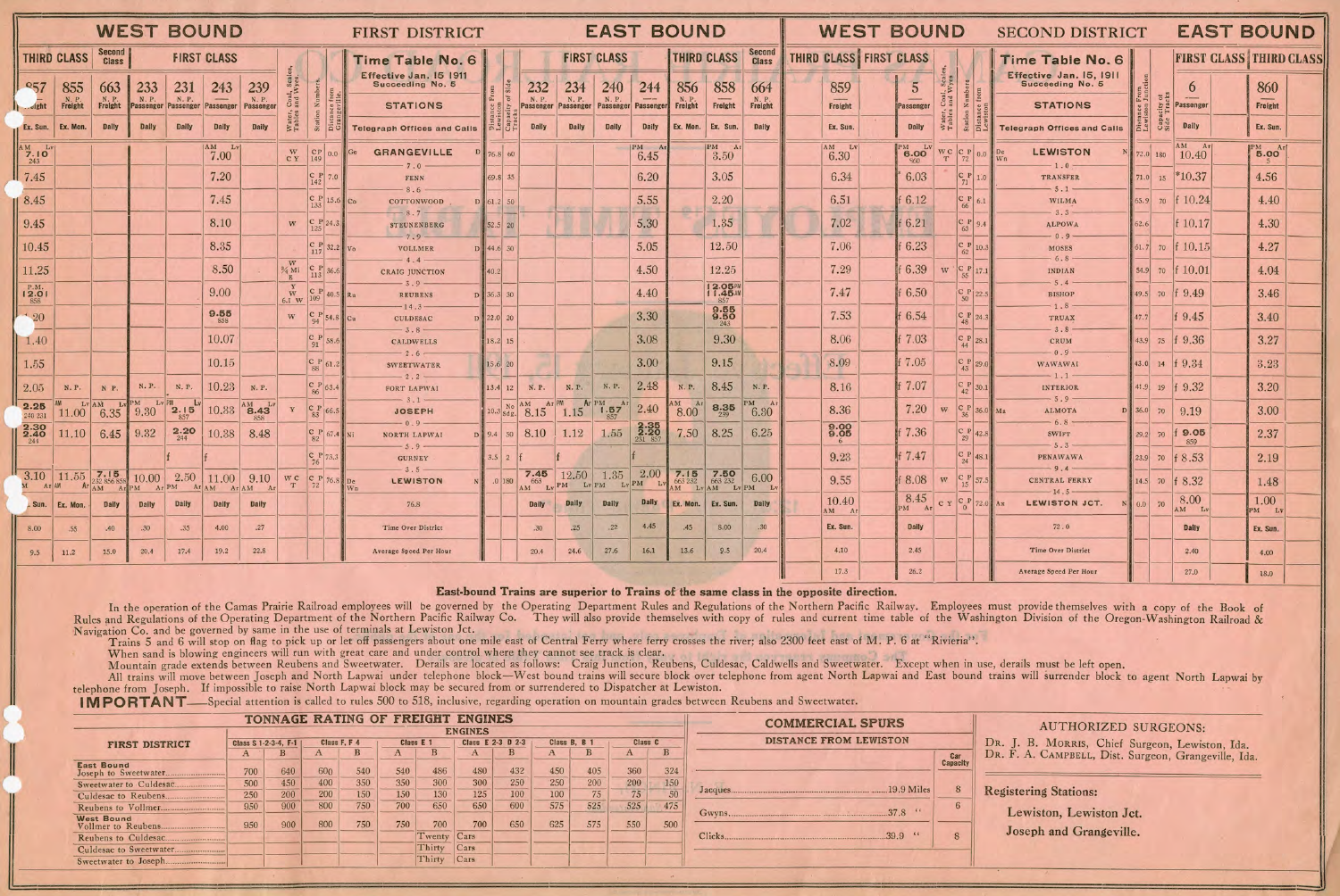# FIRST DISTRICT

**Time Table No. 6** — Effective Jan. 15, 1911 — Succeeding No. 5

| WEST BOUND Third Class 857 N.P. Freight | Third Class 855 N.P. Freight | Second Class 663 N.P. Freight | First Class 233 N.P. Passenger | First Class 231 N.P. Passenger | First Class 243 Passenger | First Class 239 N.P. Passenger | Water, Coal, Scales, Tables and Wyes | Station Numbers | Distance from Grangeville | STATIONS — Telegraph Offices and Calls | Distance From Lewiston | Capacity of Side Tracks | EAST BOUND First Class 232 N.P. Passenger | First Class 234 N.P. Passenger | First Class 240 N.P. Passenger | First Class 244 Passenger | Third Class 856 N.P. Freight | Third Class 858 N.P. Freight | Second Class 664 N.P. Freight |
|---|---|---|---|---|---|---|---|---|---|---|---|---|---|---|---|---|---|---|---|
| Ex. Sun. | Ex. Mon. | Daily | Daily | Daily | Daily | Daily | | | | | | | Daily | Daily | Daily | Daily | Ex. Mon. | Ex. Sun. | Daily |
| AM Lv 7.10 (243) | | | | | AM Lv 7.00 | | W C Y | CP 149 | 0.0 | Ge GRANGEVILLE D | 76.8 | 60 | | | | PM Ar 6.45 | | PM Ar 3.50 | |
| | | | | | | | | | | 7.0 | | | | | | | | | |
| 7.45 | | | | | 7.20 | | | CP 142 | 7.0 | FENN | 69.8 | 35 | | | | 6.20 | | 3.05 | |
| | | | | | | | | | | 8.6 | | | | | | | | | |
| 8.45 | | | | | 7.45 | | | CP 133 | 15.6 | Co COTTONWOOD D | 61.2 | 50 | | | | 5.55 | | 2.20 | |
| | | | | | | | | | | 8.7 | | | | | | | | | |
| 9.45 | | | | | 8.10 | | W | CP 125 | 24.3 | STEUNENBERG | 52.5 | 20 | | | | 5.30 | | 1.35 | |
| | | | | | | | | | | 7.9 | | | | | | | | | |
| 10.45 | | | | | 8.35 | | | CP 117 | 32.2 | Vo VOLLMER D | 44.6 | 30 | | | | 5.05 | | 12.50 | |
| | | | | | | | | | | 4.4 | | | | | | | | | |
| 11.25 | | | | | 8.50 | | W ¾ Mi E | CP 113 | 36.6 | CRAIG JUNCTION | 40.2 | | | | | 4.50 | | 12.25 | |
| | | | | | | | | | | 3.9 | | | | | | | | | |
| P.M. 12.01 (858) | | | | | 9.00 | | Y W 6.1 W | CP 109 | 40.5 | Ru REUBENS D | 36.3 | 30 | | | | 4.40 | | 12.05 PM 11.45 AM (857) | |
| | | | | | | | | | | 14.3 | | | | | | | | | |
| 1.20 | | | | | 9.55 (858) | | W | CP 94 | 54.8 | Cu CULDESAC D | 22.0 | 20 | | | | 3.30 | | 9.55 9.50 (243) | |
| | | | | | | | | | | 3.8 | | | | | | | | | |
| 1.40 | | | | | 10.07 | | | CP 91 | 58.6 | CALDWELLS | 18.2 | 15 | | | | 3.08 | | 9.30 | |
| | | | | | | | | | | 2.6 | | | | | | | | | |
| 1.55 | | | | | 10.15 | | | CP 88 | 61.2 | SWEETWATER | 15.6 | 20 | | | | 3.00 | | 9.15 | |
| | | | | | | | | | | 2.2 | | | | | | | | | |
| 2.05 | N.P. | N.P. | N.P. | N.P. | 10.23 | N.P. | | CP 86 | 63.4 | FORT LAPWAI | 13.4 | 12 | N.P. | N.P. | N.P. | 2.48 | N.P. | 8.45 | N.P. |
| | | | | | | | | | | 3.1 | | | | | | | | | |
| 2.25 (240 231) | AM Lv 11.00 | AM Lv 6.35 | PM Lv 9.30 | PM Lv 2.15 (857) | 10.33 | AM Lv 8.43 (858) | Y | CP 83 | 66.5 | JOSEPH | 10.3 | No Sdg. | AM Ar 8.15 | PM Ar 1.15 | PM Ar 1.57 (857) | 2.40 | AM Ar 8.00 | 8.35 (239) | PM Ar 6.30 |
| | | | | | | | | | | 0.9 | | | | | | | | | |
| 2.30 2.40 (244) | 11.10 | 6.45 | 9.32 | 2.20 (244) | 10.38 | 8.48 | | CP 82 | 67.4 | Ni NORTH LAPWAI D | 9.4 | 50 | 8.10 | 1.12 | 1.55 | 2.35 2.20 (231 857) | 7.50 | 8.25 | 6.25 |
| | | | | | | | | | | 5.9 | | | | | | | | | |
| | | | | f | f | | | CP 76 | 73.3 | GURNEY | 3.5 | 2 | f | | | f | | | |
| | | | | | | | | | | 3.5 | | | | | | | | | |
| AM Ar 3.10 | AM Ar 11.55 | AM Ar 7.15 (232 856 858) | PM Ar 10.00 | PM Ar 2.50 | AM Ar 11.00 | AM Ar 9.10 | W C T | CP 72 | 76.8 | De Wn LEWISTON N | .0 | 180 | 7.45 (663) | PM Lv 12.50 | PM Lv 1.35 | PM Lv 2.00 | AM Lv 7.15 (663 232) | AM Lv 7.50 (663 232) | PM Lv 6.00 |
| Ex. Sun. | Ex. Mon. | Daily | Daily | Daily | Daily | Daily | | | | 76.8 | | | Daily | Daily | Daily | Daily | Ex. Mon. | Ex. Sun. | Daily |
| 8.00 | .55 | .40 | .30 | .35 | 4.00 | .27 | | | | Time Over District | | | .30 | .25 | .22 | 4.45 | .45 | 8.00 | .30 |
| 9.5 | 11.2 | 15.0 | 20.4 | 17.4 | 19.2 | 22.8 | | | | Average Speed Per Hour | | | 20.4 | 24.6 | 27.6 | 16.1 | 13.6 | 9.5 | 20.4 |

# SECOND DISTRICT

**Time Table No. 6** — Effective Jan. 15, 1911 — Succeeding No. 5

| WEST BOUND Third Class 859 Freight | First Class 5 Passenger | Water, Coal, Scales, Tables and Wyes | Station Numbers | Distance from Lewiston | STATIONS — Telegraph Offices and Calls | Distance From Lewiston Junction | Capacity of Side Tracks | EAST BOUND First Class 6 Passenger | Third Class 860 Freight |
|---|---|---|---|---|---|---|---|---|---|
| Ex. Sun. | Daily | | | | | | | Daily | Ex. Sun. |
| AM Lv 6.30 | PM Lv 6.00 | W C T | CP 72 | 0.0 | De Wn LEWISTON N | 72.0 | 180 | AM Ar 10.40 | PM Ar 5.00 |
| | | | | | 1.0 | | | | |
| 6.34 | 6.03 | | CP 71 | 1.0 | TRANSFER | 71.0 | 15 | *10.37 | 4.56 |
| | | | | | 5.1 | | | | |
| 6.51 | f 6.12 | | CP 66 | 6.1 | WILMA | 65.9 | 70 | f 10.24 | 4.40 |
| | | | | | 3.3 | | | | |
| 7.02 | f 6.21 | | CP 63 | 9.4 | ALPOWA | 62.6 | | f 10.17 | 4.30 |
| | | | | | 0.9 | | | | |
| 7.06 | f 6.23 | | CP 62 | 10.3 | MOSES | 61.7 | 70 | f 10.15 | 4.27 |
| | | | | | 6.8 | | | | |
| 7.29 | f 6.39 | W | CP 55 | 17.1 | INDIAN | 54.9 | 70 | f 10.01 | 4.04 |
| | | | | | 5.4 | | | | |
| 7.47 | f 6.50 | | CP 50 | 22.5 | BISHOP | 49.5 | 70 | f 9.49 | 3.46 |
| | | | | | 1.8 | | | | |
| 7.53 | f 6.54 | | CP 48 | 24.3 | TRUAX | 47.7 | | f 9.45 | 3.40 |
| | | | | | 3.8 | | | | |
| 8.06 | f 7.03 | | CP 44 | 28.1 | CRUM | 43.9 | 75 | f 9.36 | 3.27 |
| | | | | | 0.9 | | | | |
| 8.09 | f 7.05 | | CP 43 | 29.0 | WAWAWAI | 43.0 | 14 | f 9.34 | 3.23 |
| | | | | | 1.1 | | | | |
| 8.16 | f 7.07 | | CP 42 | 30.1 | INTERIOR | 41.9 | 19 | f 9.32 | 3.20 |
| | | | | | 5.9 | | | | |
| 8.36 | 7.20 | W | CP 36 | 36.0 | Ma ALMOTA D | 36.0 | 70 | 9.19 | 3.00 |
| | | | | | 6.8 | | | | |
| 9.00 9.05 (6) | f 7.36 | | CP 29 | 42.8 | SWIFT | 29.2 | 70 | f 9.05 (859) | 2.37 |
| | | | | | 5.3 | | | | |
| 9.28 | f 7.47 | | CP 24 | 48.1 | PENAWAWA | 23.9 | 70 | f 8.53 | 2.19 |
| | | | | | 9.4 | | | | |
| 9.55 | f 8.08 | W | CP 15 | 57.5 | CENTRAL FERRY | 14.5 | 70 | f 8.32 | 1.48 |
| | | | | | 14.5 | | | | |
| AM Ar 10.40 | PM Ar 8.45 | C Y | CP | 72.0 | Ax LEWISTON JCT. N | 0.0 | 70 | AM Lv 8.00 | PM Lv 1.00 |
| Ex. Sun. | Daily | | | | 72.0 | | | Daily | Ex. Sun. |
| 4.10 | 2.45 | | | | Time Over District | | | 2.40 | 4.00 |
| 17.3 | 26.2 | | | | Average Speed Per Hour | | | 27.0 | 18.0 |

**East-bound Trains are superior to Trains of the same class in the opposite direction.**

In the operation of the Camas Prairie Railroad employees will be governed by the Operating Department Rules and Regulations of the Northern Pacific Railway. Employees must provide themselves with a copy of the Book of Rules and Regulations of the Operating Department of the Northern Pacific Railway Co. They will also provide themselves with copy of rules and current time table of the Washington Division of the Oregon-Washington Railroad & Navigation Co. and be governed by same in the use of terminals at Lewiston Jct.

Trains 5 and 6 will stop on flag to pick up or let off passengers about one mile east of Central Ferry where ferry crosses the river; also 2300 feet east of M. P. 6 at "Rivieria".

When sand is blowing engineers will run with great care and under control where they cannot see track is clear.

Mountain grade extends between Reubens and Sweetwater. Derails are located as follows: Craig Junction, Reubens, Culdesac, Caldwells and Sweetwater. Except when in use, derails must be left open.

All trains will move between Joseph and North Lapwai under telephone block—West bound trains will secure block over telephone from agent North Lapwai and East bound trains will surrender block to agent North Lapwai by telephone from Joseph. If impossible to raise North Lapwai block may be secured from or surrendered to Dispatcher at Lewiston.

**IMPORTANT**—Special attention is called to rules 500 to 518, inclusive, regarding operation on mountain grades between Reubens and Sweetwater.

## TONNAGE RATING OF FREIGHT ENGINES

| FIRST DISTRICT | Class S 1-2-3-4, F-1 A | Class S 1-2-3-4, F-1 B | Class F, F 4 A | Class F, F 4 B | Class E 1 A | Class E 1 B | Class E 2-3 D 2-3 A | Class E 2-3 D 2-3 B | Class B, B 1 A | Class B, B 1 B | Class C A | Class C B |
|---|---|---|---|---|---|---|---|---|---|---|---|---|
| **East Bound** | | | | | | | | | | | | |
| Joseph to Sweetwater | 700 | 640 | 600 | 540 | 540 | 486 | 480 | 432 | 450 | 405 | 360 | 324 |
| Sweetwater to Culdesac | 500 | 450 | 400 | 350 | 350 | 315 | 300 | 250 | 250 | 200 | 200 | 150 |
| Culdesac to Reubens | 250 | 200 | 200 | 150 | 150 | 130 | 125 | 100 | 100 | 75 | 75 | 50 |
| Reubens to Vollmer | 950 | 900 | 800 | 750 | 700 | 650 | 650 | 600 | 575 | 525 | 525 | 475 |
| **West Bound** | | | | | | | | | | | | |
| Vollmer to Reubens | 950 | 900 | 800 | 750 | 750 | 700 | 700 | 650 | 625 | 575 | 550 | 500 |
| Reubens to Culdesac | | | | | | Twenty | Cars | | | | | |
| Culdesac to Sweetwater | | | | | | Thirty | Cars | | | | | |
| Sweetwater to Joseph | | | | | | Thirty | Cars | | | | | |

## COMMERCIAL SPURS

| DISTANCE FROM LEWISTON | | Car Capacity |
|---|---|---|
| Jacques | 19.9 Miles | 8 |
| Gwyns | 37.8 " | 6 |
| Clicks | 39.9 " | 8 |

## AUTHORIZED SURGEONS:

Dr. J. B. Morris, Chief Surgeon, Lewiston, Ida.
Dr. F. A. Campbell, Dist. Surgeon, Grangeville, Ida.

**Registering Stations:**

Lewiston, Lewiston Jct.
Joseph and Grangeville.